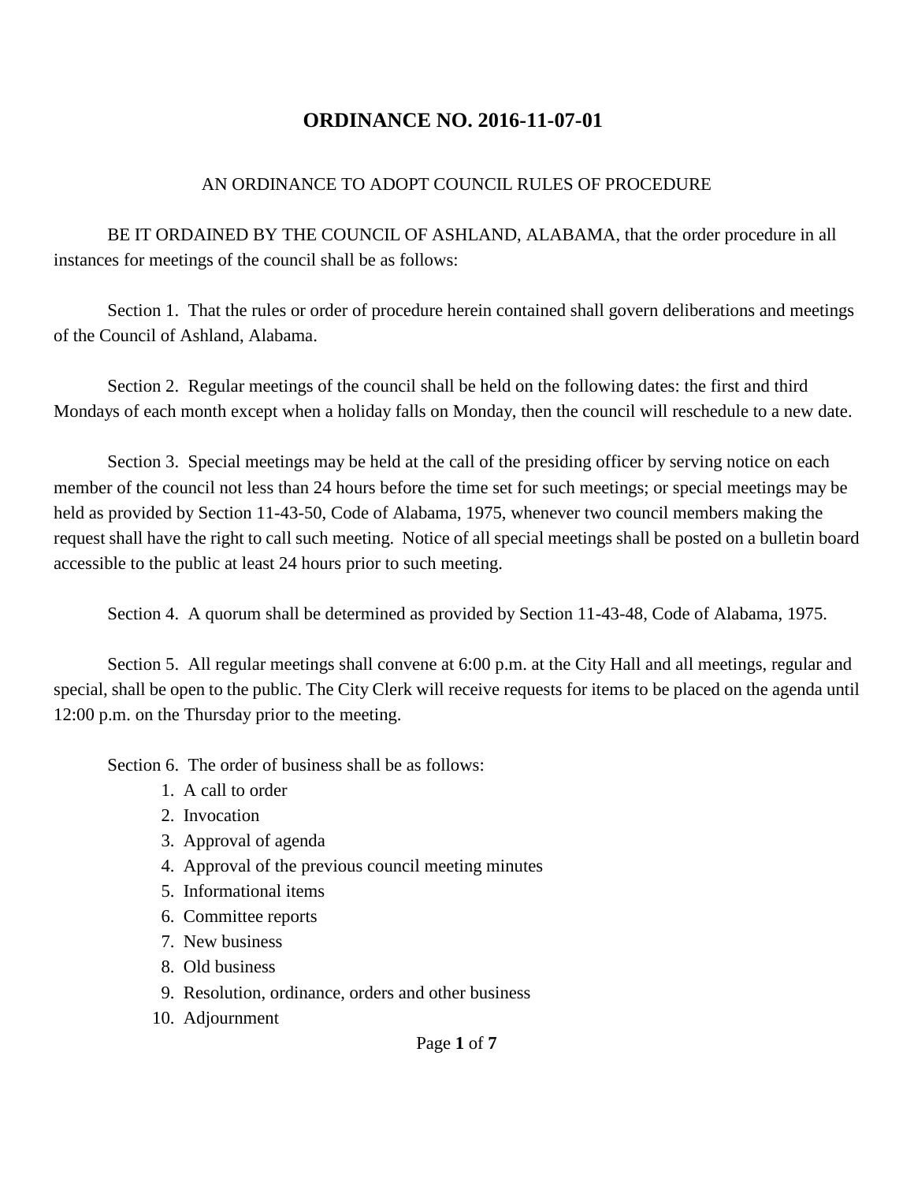# ORDINANCE NO. 2016-11-07-01

AN ORDINANCE TO ADOPT COUNCIL RULES OF PROCEDURE

BE IT ORDAINED BY THE COUNCIL OF ASHLAND, ALABAMA, that the order procedure in all instances for meetings of the council shall be as follows:

Section 1. That the rules or order of procedure herein contained shall govern deliberations and meetings of the Council of Ashland, Alabama.

Section 2. Regular meetings of the council shall be held on the following dates: the first and third Mondays of each month except when a holiday falls on Monday, then the council will reschedule to a new date.

Section 3. Special meetings may be held at the call of the presiding officer by serving notice on each member of the council not less than 24 hours before the time set for such meetings; or special meetings may be held as provided by Section 11-43-50, Code of Alabama, 1975, whenever two council members making the request shall have the right to call such meeting. Notice of all special meetings shall be posted on a bulletin board accessible to the public at least 24 hours prior to such meeting.

Section 4. A quorum shall be determined as provided by Section 11-43-48, Code of Alabama, 1975.

Section 5. All regular meetings shall convene at 6:00 p.m. at the City Hall and all meetings, regular and special, shall be open to the public. The City Clerk will receive requests for items to be placed on the agenda until 12:00 p.m. on the Thursday prior to the meeting.

Section 6. The order of business shall be as follows:

1. A call to order
2. Invocation
3. Approval of agenda
4. Approval of the previous council meeting minutes
5. Informational items
6. Committee reports
7. New business
8. Old business
9. Resolution, ordinance, orders and other business
10. Adjournment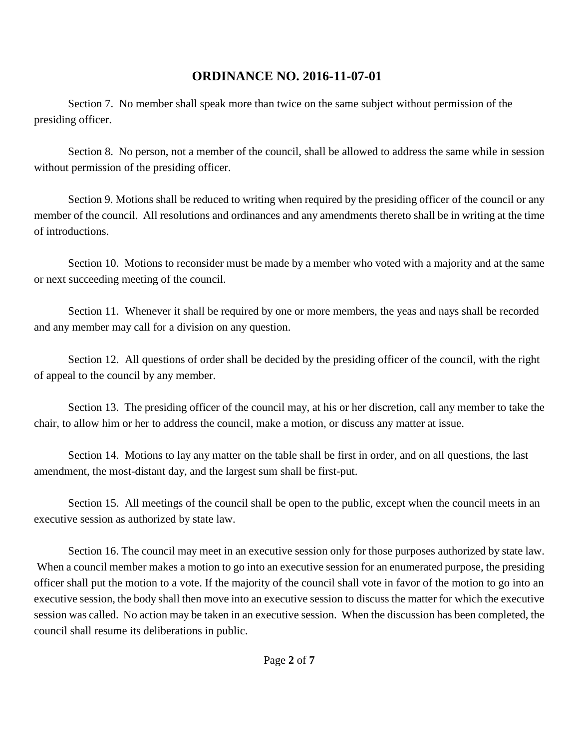## ORDINANCE NO. 2016-11-07-01

Section 7. No member shall speak more than twice on the same subject without permission of the presiding officer.

Section 8. No person, not a member of the council, shall be allowed to address the same while in session without permission of the presiding officer.

Section 9. Motions shall be reduced to writing when required by the presiding officer of the council or any member of the council. All resolutions and ordinances and any amendments thereto shall be in writing at the time of introductions.

Section 10. Motions to reconsider must be made by a member who voted with a majority and at the same or next succeeding meeting of the council.

Section 11. Whenever it shall be required by one or more members, the yeas and nays shall be recorded and any member may call for a division on any question.

Section 12. All questions of order shall be decided by the presiding officer of the council, with the right of appeal to the council by any member.

Section 13. The presiding officer of the council may, at his or her discretion, call any member to take the chair, to allow him or her to address the council, make a motion, or discuss any matter at issue.

Section 14. Motions to lay any matter on the table shall be first in order, and on all questions, the last amendment, the most-distant day, and the largest sum shall be first-put.

Section 15. All meetings of the council shall be open to the public, except when the council meets in an executive session as authorized by state law.

Section 16. The council may meet in an executive session only for those purposes authorized by state law. When a council member makes a motion to go into an executive session for an enumerated purpose, the presiding officer shall put the motion to a vote. If the majority of the council shall vote in favor of the motion to go into an executive session, the body shall then move into an executive session to discuss the matter for which the executive session was called. No action may be taken in an executive session. When the discussion has been completed, the council shall resume its deliberations in public.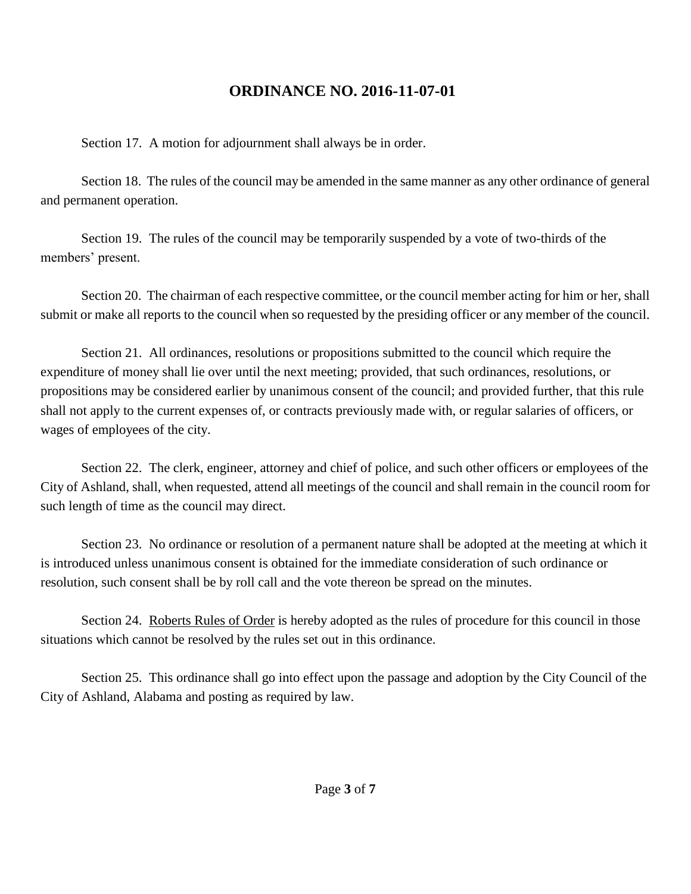## ORDINANCE NO. 2016-11-07-01

Section 17. A motion for adjournment shall always be in order.

Section 18. The rules of the council may be amended in the same manner as any other ordinance of general and permanent operation.

Section 19. The rules of the council may be temporarily suspended by a vote of two-thirds of the members' present.

Section 20. The chairman of each respective committee, or the council member acting for him or her, shall submit or make all reports to the council when so requested by the presiding officer or any member of the council.

Section 21. All ordinances, resolutions or propositions submitted to the council which require the expenditure of money shall lie over until the next meeting; provided, that such ordinances, resolutions, or propositions may be considered earlier by unanimous consent of the council; and provided further, that this rule shall not apply to the current expenses of, or contracts previously made with, or regular salaries of officers, or wages of employees of the city.

Section 22. The clerk, engineer, attorney and chief of police, and such other officers or employees of the City of Ashland, shall, when requested, attend all meetings of the council and shall remain in the council room for such length of time as the council may direct.

Section 23. No ordinance or resolution of a permanent nature shall be adopted at the meeting at which it is introduced unless unanimous consent is obtained for the immediate consideration of such ordinance or resolution, such consent shall be by roll call and the vote thereon be spread on the minutes.

Section 24. <u>Roberts Rules of Order</u> is hereby adopted as the rules of procedure for this council in those situations which cannot be resolved by the rules set out in this ordinance.

Section 25. This ordinance shall go into effect upon the passage and adoption by the City Council of the City of Ashland, Alabama and posting as required by law.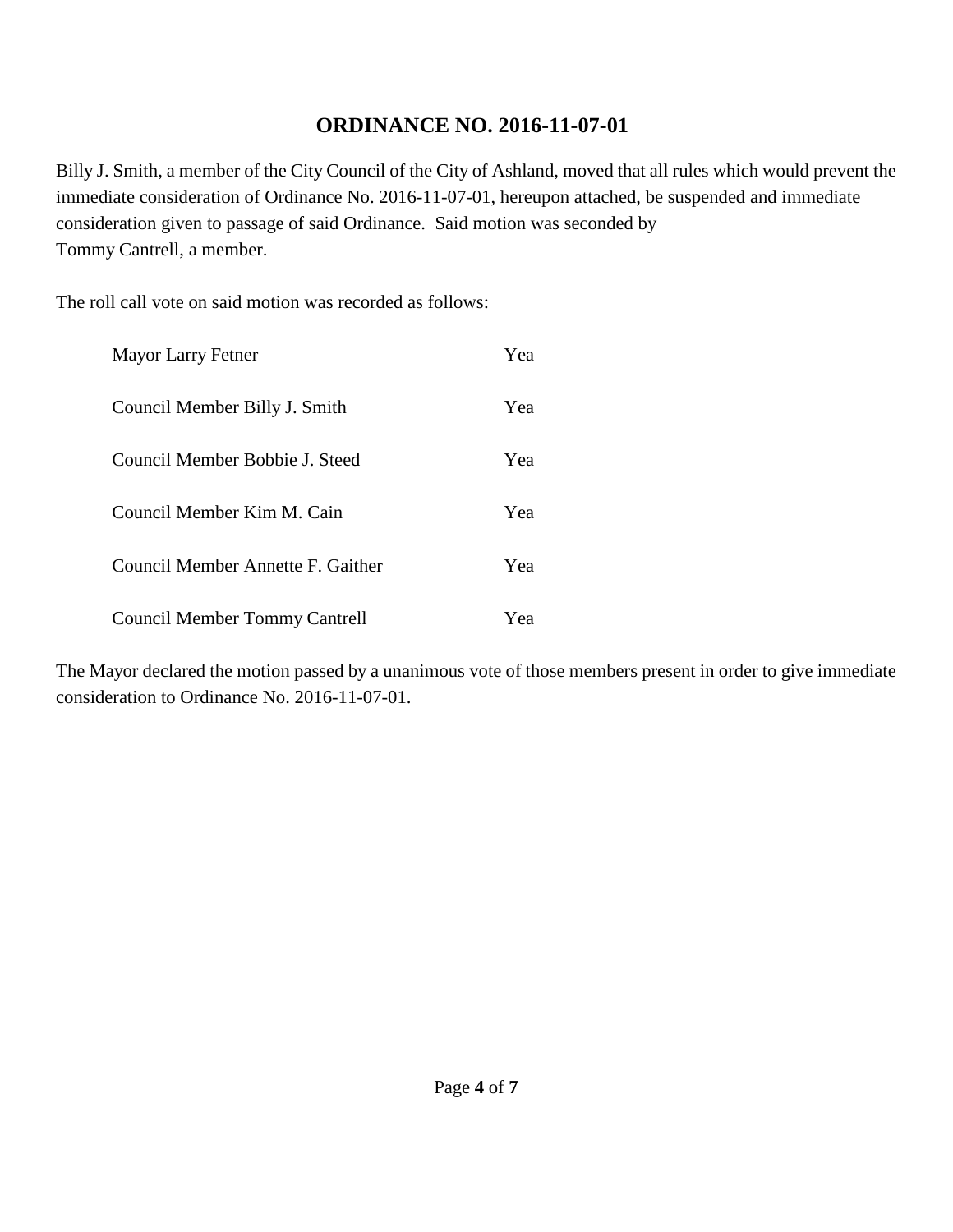# ORDINANCE NO. 2016-11-07-01

Billy J. Smith, a member of the City Council of the City of Ashland, moved that all rules which would prevent the immediate consideration of Ordinance No. 2016-11-07-01, hereupon attached, be suspended and immediate consideration given to passage of said Ordinance. Said motion was seconded by Tommy Cantrell, a member.

The roll call vote on said motion was recorded as follows:

| | |
|---|---|
| Mayor Larry Fetner | Yea |
| Council Member Billy J. Smith | Yea |
| Council Member Bobbie J. Steed | Yea |
| Council Member Kim M. Cain | Yea |
| Council Member Annette F. Gaither | Yea |
| Council Member Tommy Cantrell | Yea |

The Mayor declared the motion passed by a unanimous vote of those members present in order to give immediate consideration to Ordinance No. 2016-11-07-01.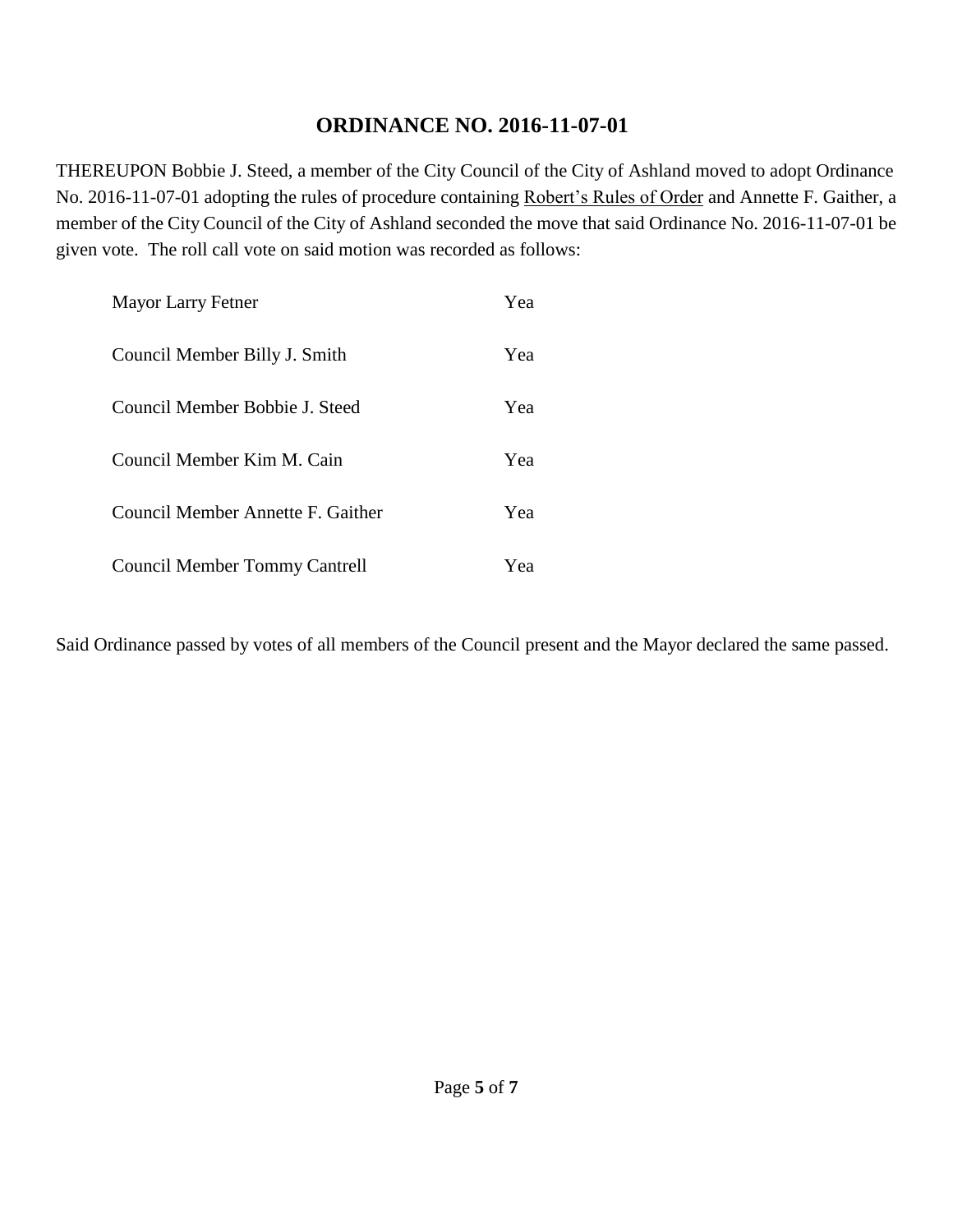## ORDINANCE NO. 2016-11-07-01

THEREUPON Bobbie J. Steed, a member of the City Council of the City of Ashland moved to adopt Ordinance No. 2016-11-07-01 adopting the rules of procedure containing Robert's Rules of Order and Annette F. Gaither, a member of the City Council of the City of Ashland seconded the move that said Ordinance No. 2016-11-07-01 be given vote. The roll call vote on said motion was recorded as follows:

| | |
|---|---|
| Mayor Larry Fetner | Yea |
| Council Member Billy J. Smith | Yea |
| Council Member Bobbie J. Steed | Yea |
| Council Member Kim M. Cain | Yea |
| Council Member Annette F. Gaither | Yea |
| Council Member Tommy Cantrell | Yea |

Said Ordinance passed by votes of all members of the Council present and the Mayor declared the same passed.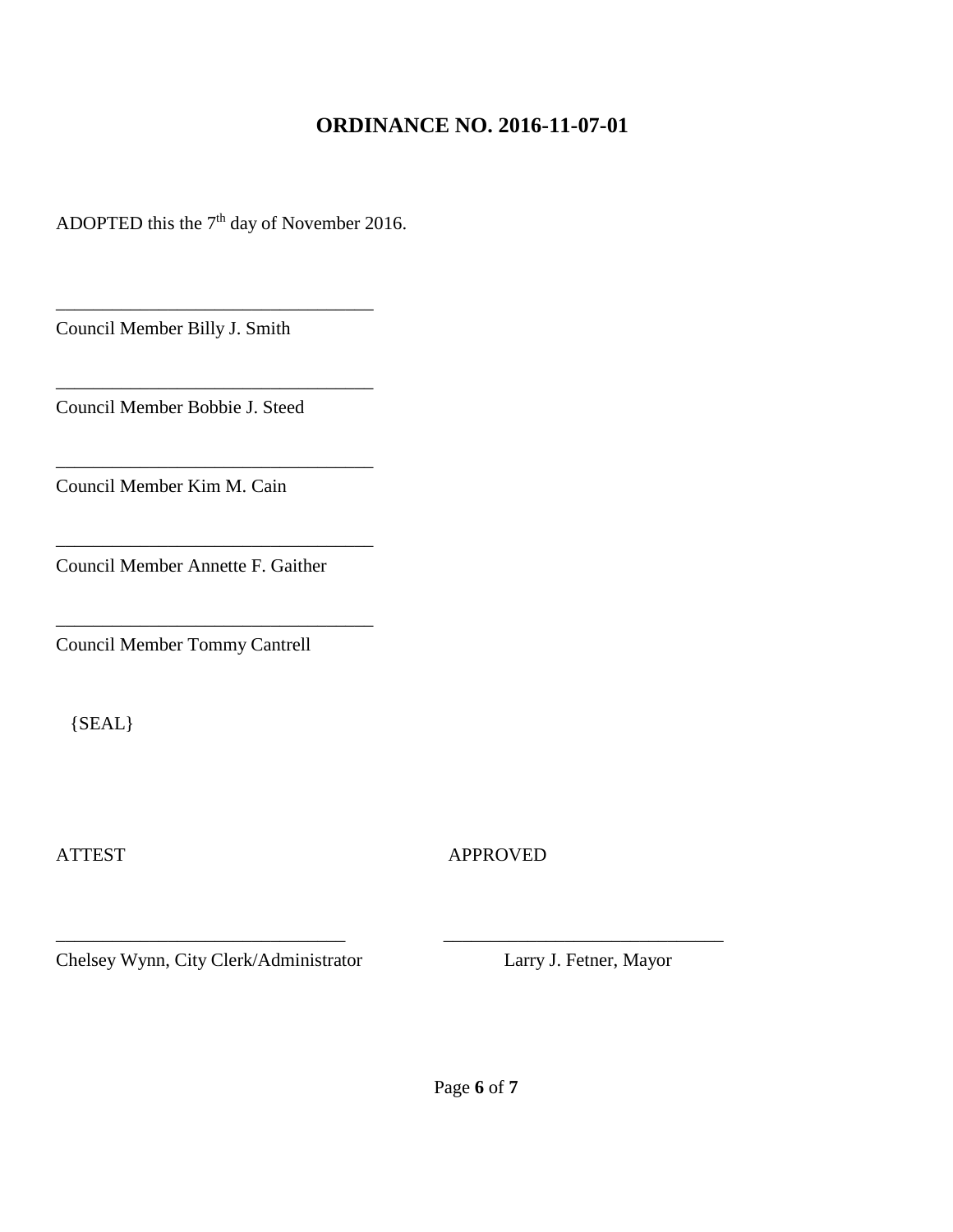# ORDINANCE NO. 2016-11-07-01

ADOPTED this the 7th day of November 2016.

\_\_\_\_\_\_\_\_\_\_\_\_\_\_\_\_\_\_\_\_\_\_\_\_\_\_\_\_\_\_\_\_\_\_
Council Member Billy J. Smith

\_\_\_\_\_\_\_\_\_\_\_\_\_\_\_\_\_\_\_\_\_\_\_\_\_\_\_\_\_\_\_\_\_\_
Council Member Bobbie J. Steed

\_\_\_\_\_\_\_\_\_\_\_\_\_\_\_\_\_\_\_\_\_\_\_\_\_\_\_\_\_\_\_\_\_\_
Council Member Kim M. Cain

\_\_\_\_\_\_\_\_\_\_\_\_\_\_\_\_\_\_\_\_\_\_\_\_\_\_\_\_\_\_\_\_\_\_
Council Member Annette F. Gaither

\_\_\_\_\_\_\_\_\_\_\_\_\_\_\_\_\_\_\_\_\_\_\_\_\_\_\_\_\_\_\_\_\_\_
Council Member Tommy Cantrell

{SEAL}

ATTEST

\_\_\_\_\_\_\_\_\_\_\_\_\_\_\_\_\_\_\_\_\_\_\_\_\_\_\_\_\_\_\_\_
Chelsey Wynn, City Clerk/Administrator

APPROVED

\_\_\_\_\_\_\_\_\_\_\_\_\_\_\_\_\_\_\_\_\_\_\_\_\_\_\_\_\_\_\_\_
Larry J. Fetner, Mayor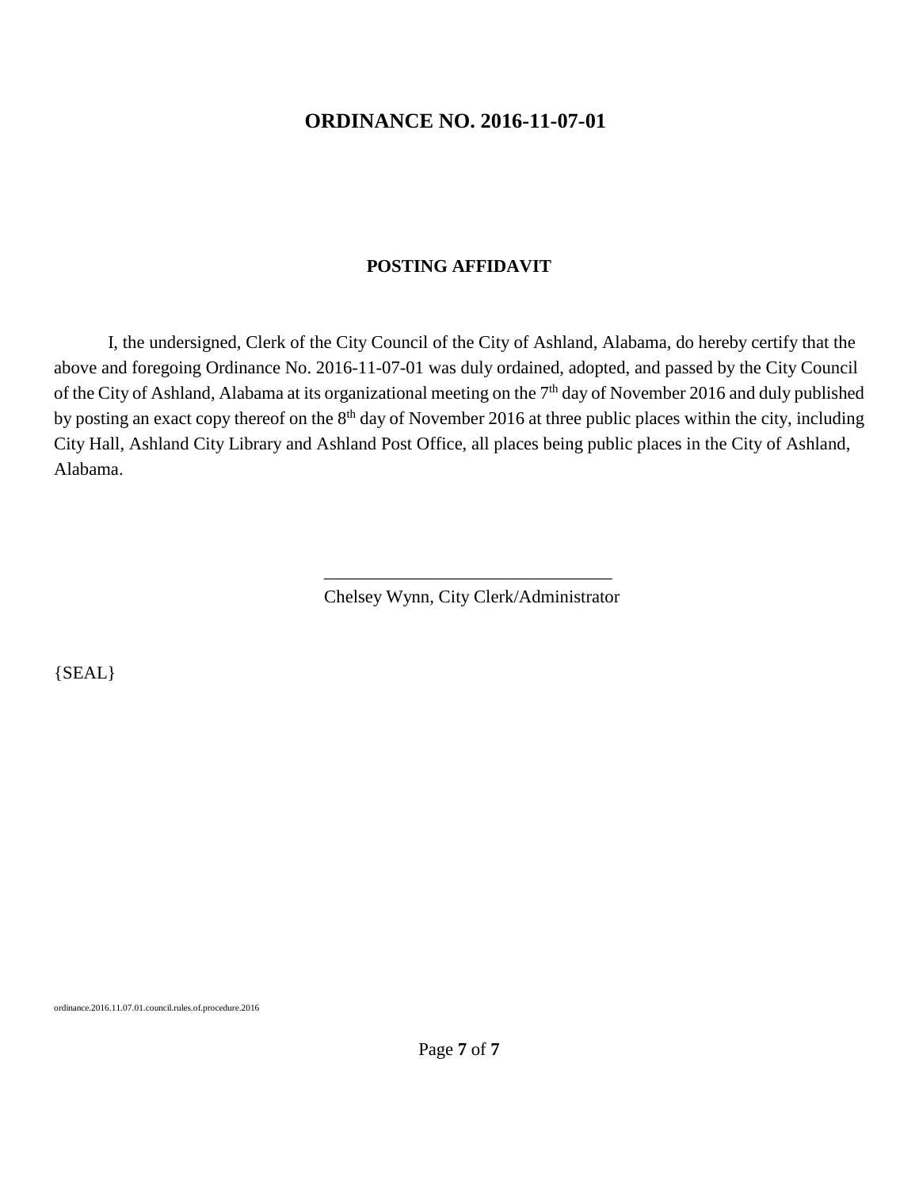## ORDINANCE NO. 2016-11-07-01

### POSTING AFFIDAVIT

I, the undersigned, Clerk of the City Council of the City of Ashland, Alabama, do hereby certify that the above and foregoing Ordinance No. 2016-11-07-01 was duly ordained, adopted, and passed by the City Council of the City of Ashland, Alabama at its organizational meeting on the 7th day of November 2016 and duly published by posting an exact copy thereof on the 8th day of November 2016 at three public places within the city, including City Hall, Ashland City Library and Ashland Post Office, all places being public places in the City of Ashland, Alabama.

________________________________
Chelsey Wynn, City Clerk/Administrator

{SEAL}

ordinance.2016.11.07.01.council.rules.of.procedure.2016